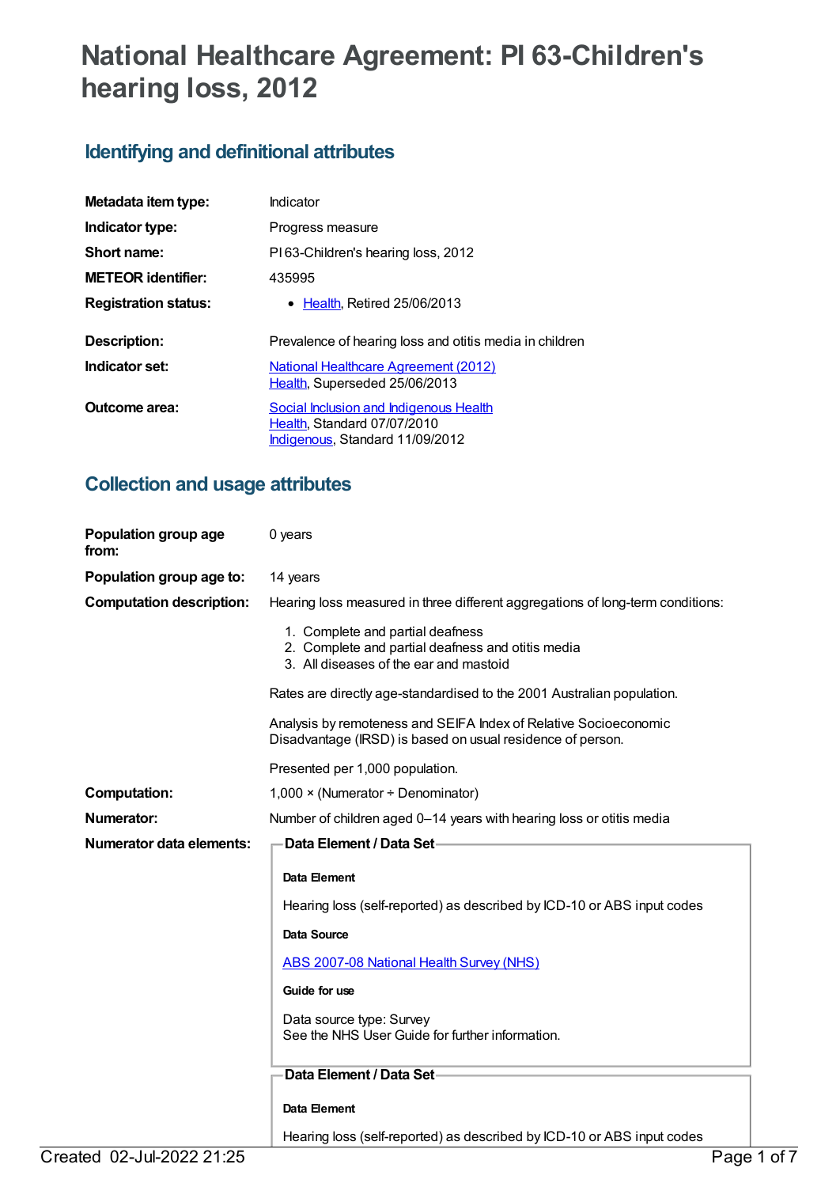# National Healthcare Agreement: PI 63-Children's hearing loss, 2012

## Identifying and definitional attributes

| | |
|---|---|
| **Metadata item type:** | Indicator |
| **Indicator type:** | Progress measure |
| **Short name:** | PI 63-Children's hearing loss, 2012 |
| **METEOR identifier:** | 435995 |
| **Registration status:** | • Health, Retired 25/06/2013 |
| **Description:** | Prevalence of hearing loss and otitis media in children |
| **Indicator set:** | National Healthcare Agreement (2012)<br>Health, Superseded 25/06/2013 |
| **Outcome area:** | Social Inclusion and Indigenous Health<br>Health, Standard 07/07/2010<br>Indigenous, Standard 11/09/2012 |

## Collection and usage attributes

**Population group age from:** 0 years

**Population group age to:** 14 years

**Computation description:** Hearing loss measured in three different aggregations of long-term conditions:

1. Complete and partial deafness
2. Complete and partial deafness and otitis media
3. All diseases of the ear and mastoid

Rates are directly age-standardised to the 2001 Australian population.

Analysis by remoteness and SEIFA Index of Relative Socioeconomic Disadvantage (IRSD) is based on usual residence of person.

Presented per 1,000 population.

**Computation:** 1,000 × (Numerator ÷ Denominator)

**Numerator:** Number of children aged 0–14 years with hearing loss or otitis media

**Numerator data elements:**

**Data Element / Data Set**

**Data Element**

Hearing loss (self-reported) as described by ICD-10 or ABS input codes

**Data Source**

ABS 2007-08 National Health Survey (NHS)

**Guide for use**

Data source type: Survey
See the NHS User Guide for further information.

**Data Element / Data Set**

**Data Element**

Hearing loss (self-reported) as described by ICD-10 or ABS input codes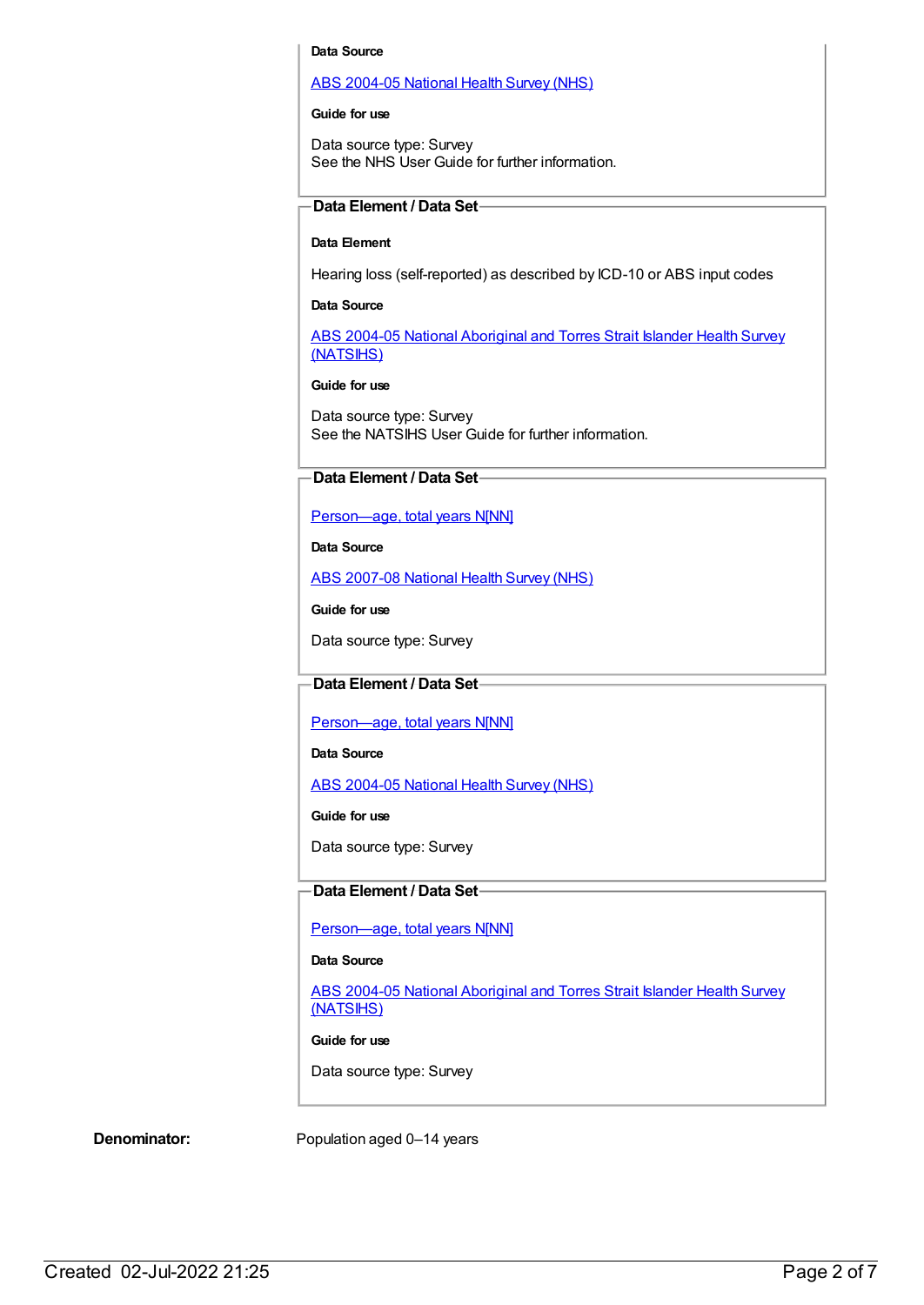**Data Source**

ABS 2004-05 National Health Survey (NHS)

**Guide for use**

Data source type: Survey
See the NHS User Guide for further information.

### Data Element / Data Set

**Data Element**

Hearing loss (self-reported) as described by ICD-10 or ABS input codes

**Data Source**

ABS 2004-05 National Aboriginal and Torres Strait Islander Health Survey (NATSIHS)

**Guide for use**

Data source type: Survey
See the NATSIHS User Guide for further information.

### Data Element / Data Set

Person—age, total years N[NN]

**Data Source**

ABS 2007-08 National Health Survey (NHS)

**Guide for use**

Data source type: Survey

### Data Element / Data Set

Person—age, total years N[NN]

**Data Source**

ABS 2004-05 National Health Survey (NHS)

**Guide for use**

Data source type: Survey

### Data Element / Data Set

Person—age, total years N[NN]

**Data Source**

ABS 2004-05 National Aboriginal and Torres Strait Islander Health Survey (NATSIHS)

**Guide for use**

Data source type: Survey

**Denominator:** Population aged 0–14 years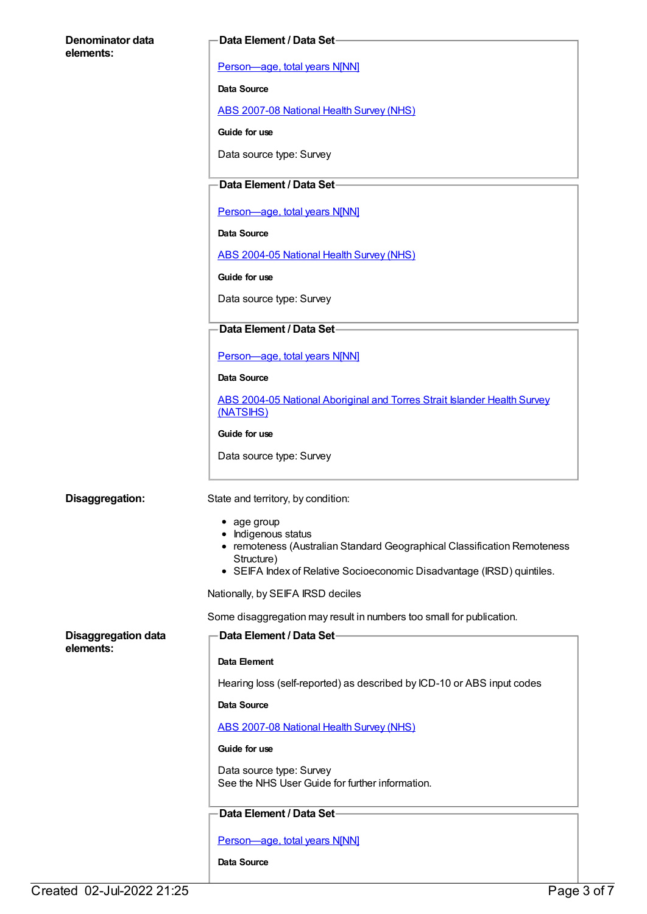**Denominator data elements:**

**Data Element / Data Set**

Person—age, total years N[NN]

**Data Source**

ABS 2007-08 National Health Survey (NHS)

**Guide for use**

Data source type: Survey

**Data Element / Data Set**

Person—age, total years N[NN]

**Data Source**

ABS 2004-05 National Health Survey (NHS)

**Guide for use**

Data source type: Survey

**Data Element / Data Set**

Person—age, total years N[NN]

**Data Source**

ABS 2004-05 National Aboriginal and Torres Strait Islander Health Survey (NATSIHS)

**Guide for use**

Data source type: Survey

**Disaggregation:**

State and territory, by condition:

- age group
- Indigenous status
- remoteness (Australian Standard Geographical Classification Remoteness Structure)
- SEIFA Index of Relative Socioeconomic Disadvantage (IRSD) quintiles.

Nationally, by SEIFA IRSD deciles

Some disaggregation may result in numbers too small for publication.

**Disaggregation data elements:**

**Data Element / Data Set**

**Data Element**

Hearing loss (self-reported) as described by ICD-10 or ABS input codes

**Data Source**

ABS 2007-08 National Health Survey (NHS)

**Guide for use**

Data source type: Survey
See the NHS User Guide for further information.

**Data Element / Data Set**

Person—age, total years N[NN]

**Data Source**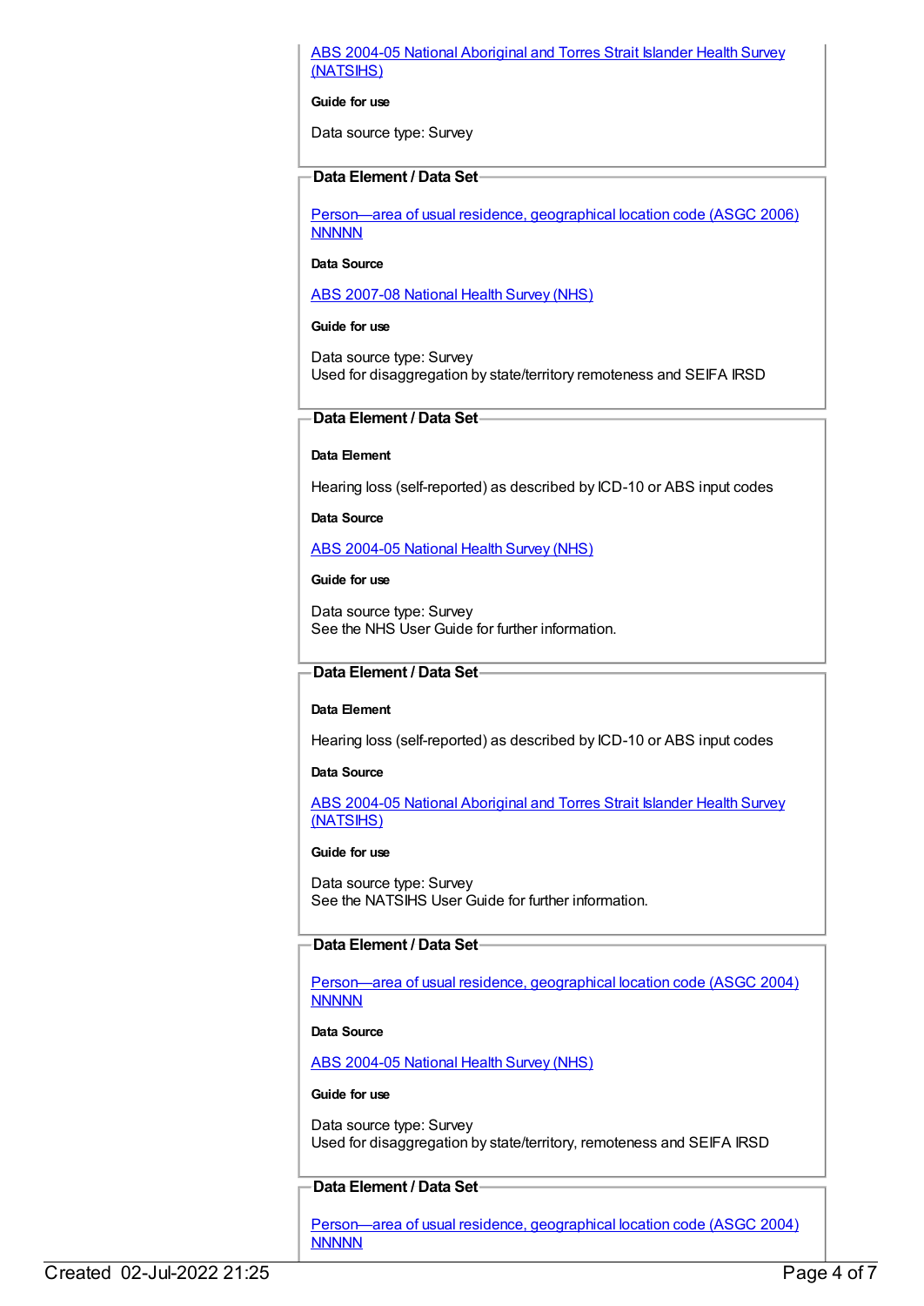[ABS 2004-05 National Aboriginal and Torres Strait Islander Health Survey (NATSIHS)]

**Guide for use**

Data source type: Survey

**Data Element / Data Set**

[Person—area of usual residence, geographical location code (ASGC 2006) NNNNN]

**Data Source**

[ABS 2007-08 National Health Survey (NHS)]

**Guide for use**

Data source type: Survey
Used for disaggregation by state/territory remoteness and SEIFA IRSD

**Data Element / Data Set**

**Data Element**

Hearing loss (self-reported) as described by ICD-10 or ABS input codes

**Data Source**

[ABS 2004-05 National Health Survey (NHS)]

**Guide for use**

Data source type: Survey
See the NHS User Guide for further information.

**Data Element / Data Set**

**Data Element**

Hearing loss (self-reported) as described by ICD-10 or ABS input codes

**Data Source**

[ABS 2004-05 National Aboriginal and Torres Strait Islander Health Survey (NATSIHS)]

**Guide for use**

Data source type: Survey
See the NATSIHS User Guide for further information.

**Data Element / Data Set**

[Person—area of usual residence, geographical location code (ASGC 2004) NNNNN]

**Data Source**

[ABS 2004-05 National Health Survey (NHS)]

**Guide for use**

Data source type: Survey
Used for disaggregation by state/territory, remoteness and SEIFA IRSD

**Data Element / Data Set**

[Person—area of usual residence, geographical location code (ASGC 2004) NNNNN]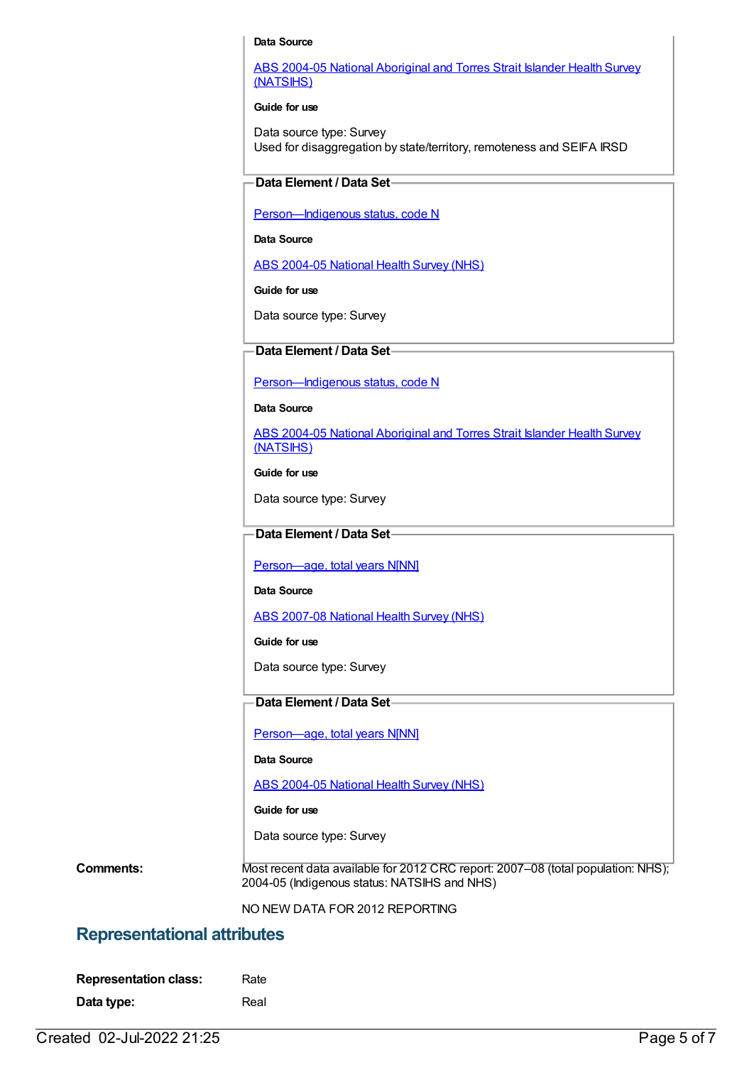**Data Source**

ABS 2004-05 National Aboriginal and Torres Strait Islander Health Survey (NATSIHS)

**Guide for use**

Data source type: Survey
Used for disaggregation by state/territory, remoteness and SEIFA IRSD

**Data Element / Data Set**

Person—Indigenous status, code N

**Data Source**

ABS 2004-05 National Health Survey (NHS)

**Guide for use**

Data source type: Survey

**Data Element / Data Set**

Person—Indigenous status, code N

**Data Source**

ABS 2004-05 National Aboriginal and Torres Strait Islander Health Survey (NATSIHS)

**Guide for use**

Data source type: Survey

**Data Element / Data Set**

Person—age, total years N[NN]

**Data Source**

ABS 2007-08 National Health Survey (NHS)

**Guide for use**

Data source type: Survey

**Data Element / Data Set**

Person—age, total years N[NN]

**Data Source**

ABS 2004-05 National Health Survey (NHS)

**Guide for use**

Data source type: Survey

**Comments:** Most recent data available for 2012 CRC report: 2007–08 (total population: NHS); 2004-05 (Indigenous status: NATSIHS and NHS)

NO NEW DATA FOR 2012 REPORTING

## Representational attributes

**Representation class:** Rate

**Data type:** Real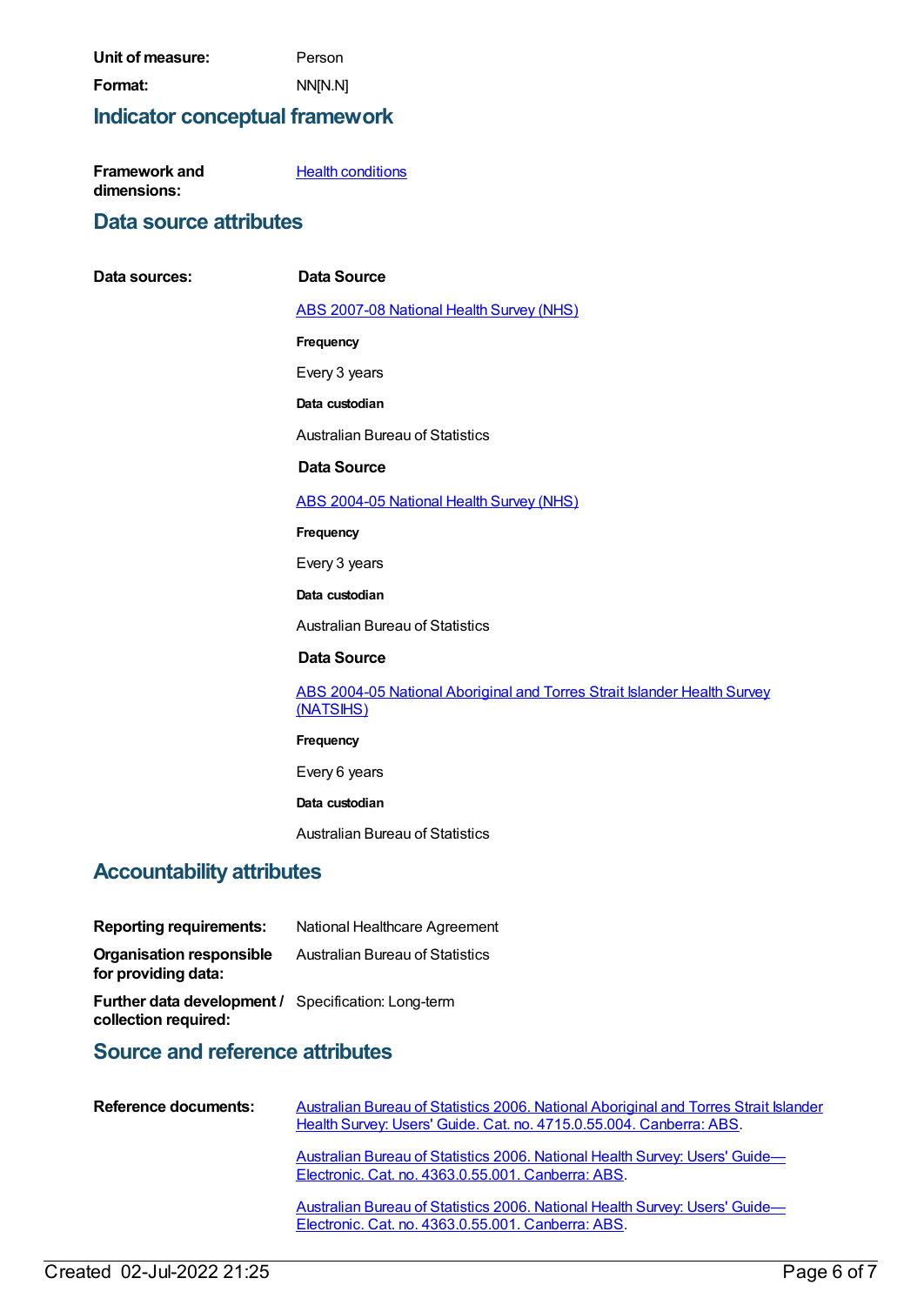**Unit of measure:** Person

**Format:** NN[N.N]

## Indicator conceptual framework

**Framework and dimensions:** Health conditions

## Data source attributes

**Data sources:**

**Data Source**

ABS 2007-08 National Health Survey (NHS)

**Frequency**

Every 3 years

**Data custodian**

Australian Bureau of Statistics

**Data Source**

ABS 2004-05 National Health Survey (NHS)

**Frequency**

Every 3 years

**Data custodian**

Australian Bureau of Statistics

**Data Source**

ABS 2004-05 National Aboriginal and Torres Strait Islander Health Survey (NATSIHS)

**Frequency**

Every 6 years

**Data custodian**

Australian Bureau of Statistics

## Accountability attributes

**Reporting requirements:** National Healthcare Agreement

**Organisation responsible for providing data:** Australian Bureau of Statistics

**Further data development / collection required:** Specification: Long-term

## Source and reference attributes

**Reference documents:**

Australian Bureau of Statistics 2006. National Aboriginal and Torres Strait Islander Health Survey: Users' Guide. Cat. no. 4715.0.55.004. Canberra: ABS.

Australian Bureau of Statistics 2006. National Health Survey: Users' Guide—Electronic. Cat. no. 4363.0.55.001. Canberra: ABS.

Australian Bureau of Statistics 2006. National Health Survey: Users' Guide—Electronic. Cat. no. 4363.0.55.001. Canberra: ABS.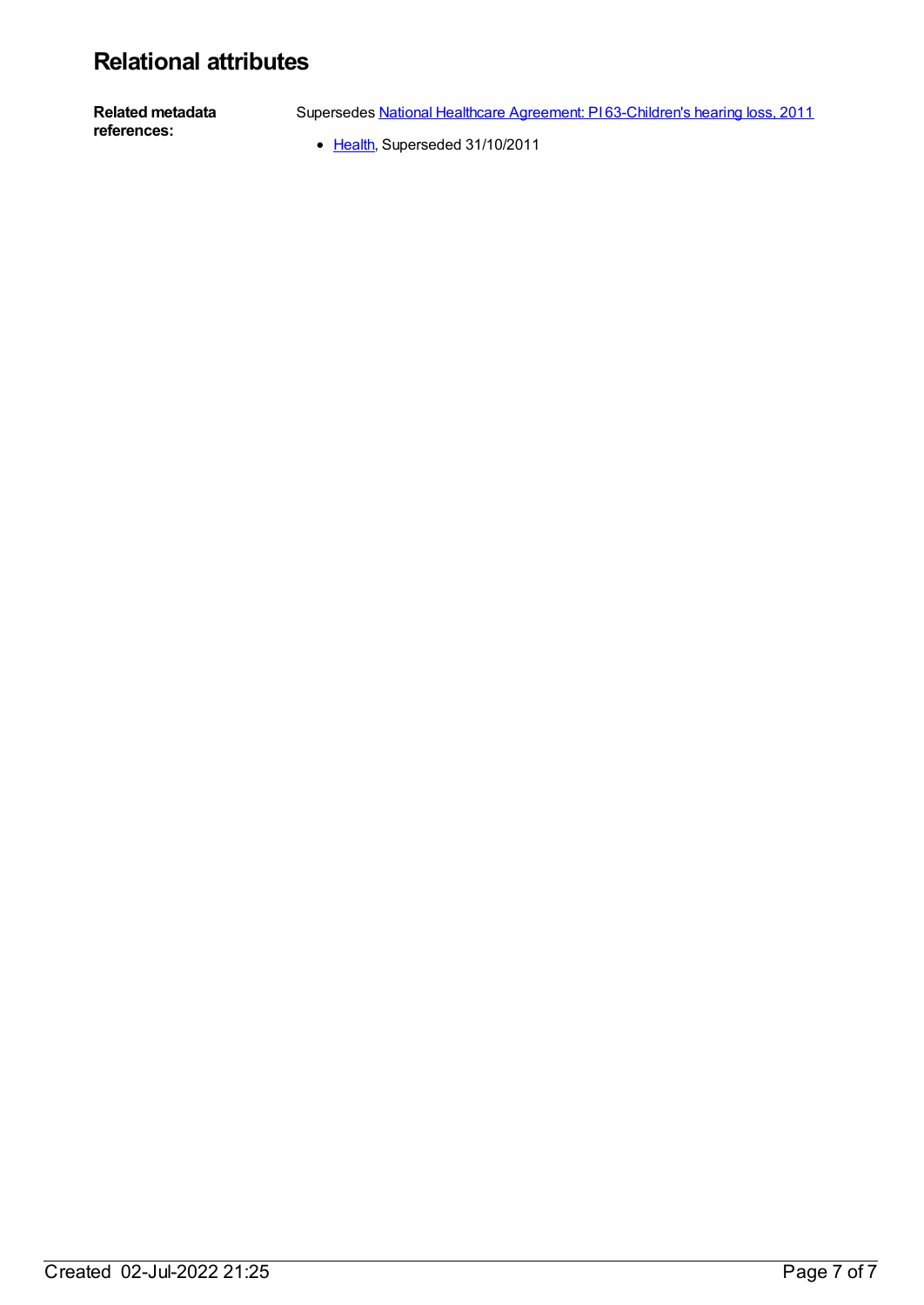## Relational attributes

**Related metadata references:**

Supersedes National Healthcare Agreement: PI 63-Children's hearing loss, 2011

- Health, Superseded 31/10/2011